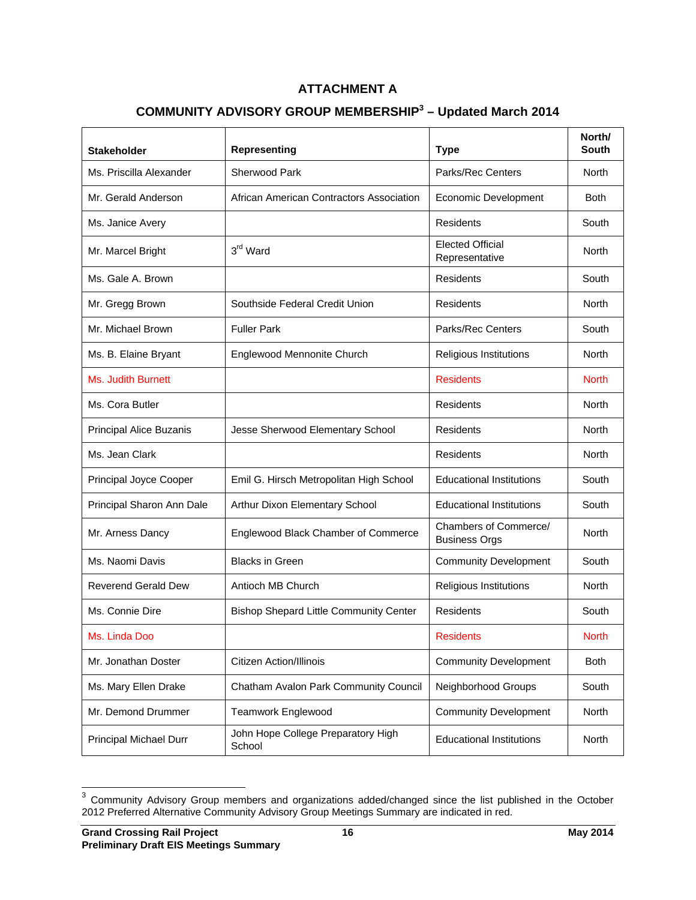# ATTACHMENT A

## COMMUNITY ADVISORY GROUP MEMBERSHIP[3] – Updated March 2014

| Stakeholder | Representing | Type | North/ South |
|---|---|---|---|
| Ms. Priscilla Alexander | Sherwood Park | Parks/Rec Centers | North |
| Mr. Gerald Anderson | African American Contractors Association | Economic Development | Both |
| Ms. Janice Avery | | Residents | South |
| Mr. Marcel Bright | 3rd Ward | Elected Official Representative | North |
| Ms. Gale A. Brown | | Residents | South |
| Mr. Gregg Brown | Southside Federal Credit Union | Residents | North |
| Mr. Michael Brown | Fuller Park | Parks/Rec Centers | South |
| Ms. B. Elaine Bryant | Englewood Mennonite Church | Religious Institutions | North |
| Ms. Judith Burnett | | Residents | North |
| Ms. Cora Butler | | Residents | North |
| Principal Alice Buzanis | Jesse Sherwood Elementary School | Residents | North |
| Ms. Jean Clark | | Residents | North |
| Principal Joyce Cooper | Emil G. Hirsch Metropolitan High School | Educational Institutions | South |
| Principal Sharon Ann Dale | Arthur Dixon Elementary School | Educational Institutions | South |
| Mr. Arness Dancy | Englewood Black Chamber of Commerce | Chambers of Commerce/ Business Orgs | North |
| Ms. Naomi Davis | Blacks in Green | Community Development | South |
| Reverend Gerald Dew | Antioch MB Church | Religious Institutions | North |
| Ms. Connie Dire | Bishop Shepard Little Community Center | Residents | South |
| Ms. Linda Doo | | Residents | North |
| Mr. Jonathan Doster | Citizen Action/Illinois | Community Development | Both |
| Ms. Mary Ellen Drake | Chatham Avalon Park Community Council | Neighborhood Groups | South |
| Mr. Demond Drummer | Teamwork Englewood | Community Development | North |
| Principal Michael Durr | John Hope College Preparatory High School | Educational Institutions | North |

[3] Community Advisory Group members and organizations added/changed since the list published in the October 2012 Preferred Alternative Community Advisory Group Meetings Summary are indicated in red.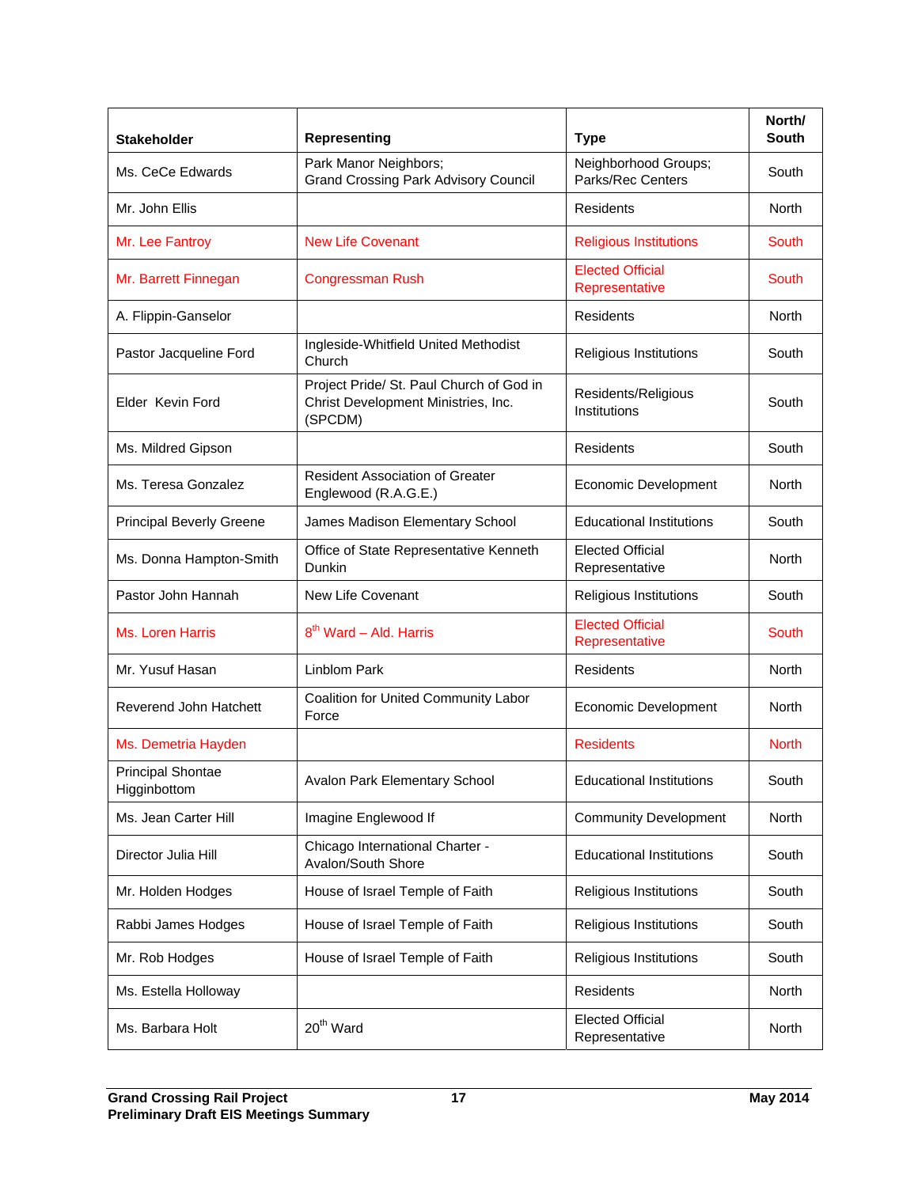| Stakeholder | Representing | Type | North/ South |
|---|---|---|---|
| Ms. CeCe Edwards | Park Manor Neighbors; Grand Crossing Park Advisory Council | Neighborhood Groups; Parks/Rec Centers | South |
| Mr. John Ellis | | Residents | North |
| Mr. Lee Fantroy | New Life Covenant | Religious Institutions | South |
| Mr. Barrett Finnegan | Congressman Rush | Elected Official Representative | South |
| A. Flippin-Ganselor | | Residents | North |
| Pastor Jacqueline Ford | Ingleside-Whitfield United Methodist Church | Religious Institutions | South |
| Elder Kevin Ford | Project Pride/ St. Paul Church of God in Christ Development Ministries, Inc. (SPCDM) | Residents/Religious Institutions | South |
| Ms. Mildred Gipson | | Residents | South |
| Ms. Teresa Gonzalez | Resident Association of Greater Englewood (R.A.G.E.) | Economic Development | North |
| Principal Beverly Greene | James Madison Elementary School | Educational Institutions | South |
| Ms. Donna Hampton-Smith | Office of State Representative Kenneth Dunkin | Elected Official Representative | North |
| Pastor John Hannah | New Life Covenant | Religious Institutions | South |
| Ms. Loren Harris | 8th Ward – Ald. Harris | Elected Official Representative | South |
| Mr. Yusuf Hasan | Linblom Park | Residents | North |
| Reverend John Hatchett | Coalition for United Community Labor Force | Economic Development | North |
| Ms. Demetria Hayden | | Residents | North |
| Principal Shontae Higginbottom | Avalon Park Elementary School | Educational Institutions | South |
| Ms. Jean Carter Hill | Imagine Englewood If | Community Development | North |
| Director Julia Hill | Chicago International Charter - Avalon/South Shore | Educational Institutions | South |
| Mr. Holden Hodges | House of Israel Temple of Faith | Religious Institutions | South |
| Rabbi James Hodges | House of Israel Temple of Faith | Religious Institutions | South |
| Mr. Rob Hodges | House of Israel Temple of Faith | Religious Institutions | South |
| Ms. Estella Holloway | | Residents | North |
| Ms. Barbara Holt | 20th Ward | Elected Official Representative | North |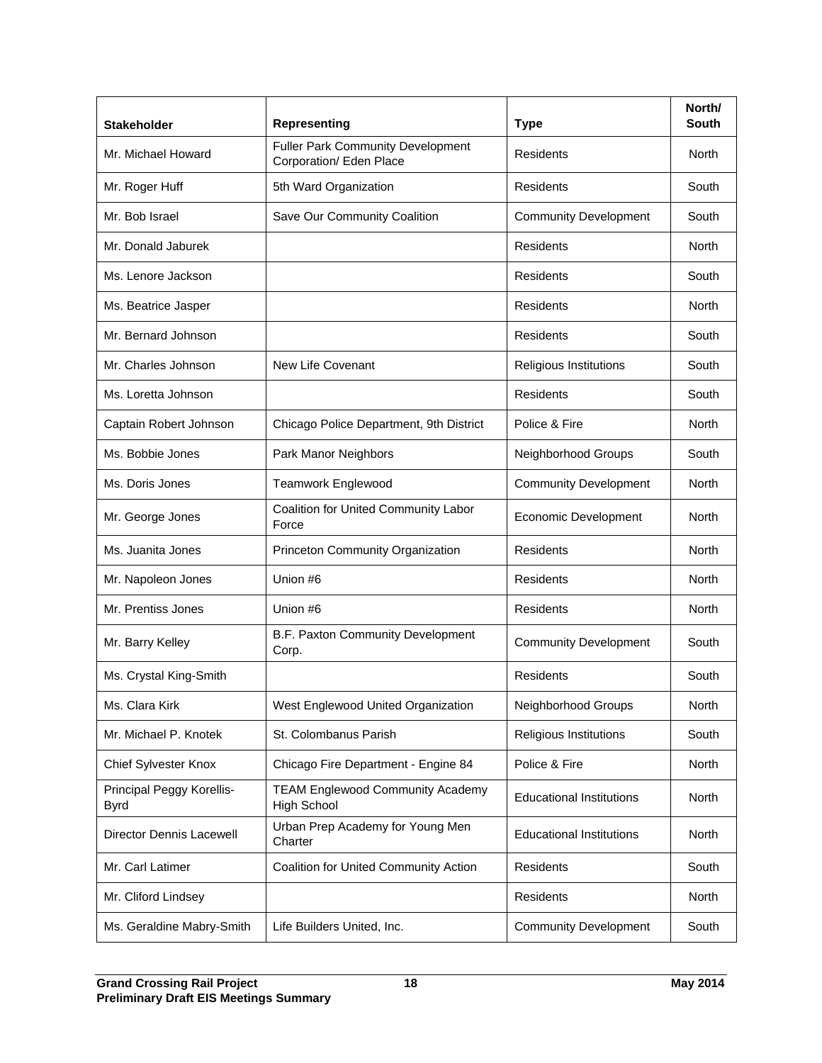| Stakeholder | Representing | Type | North/ South |
|---|---|---|---|
| Mr. Michael Howard | Fuller Park Community Development Corporation/ Eden Place | Residents | North |
| Mr. Roger Huff | 5th Ward Organization | Residents | South |
| Mr. Bob Israel | Save Our Community Coalition | Community Development | South |
| Mr. Donald Jaburek | | Residents | North |
| Ms. Lenore Jackson | | Residents | South |
| Ms. Beatrice Jasper | | Residents | North |
| Mr. Bernard Johnson | | Residents | South |
| Mr. Charles Johnson | New Life Covenant | Religious Institutions | South |
| Ms. Loretta Johnson | | Residents | South |
| Captain Robert Johnson | Chicago Police Department, 9th District | Police & Fire | North |
| Ms. Bobbie Jones | Park Manor Neighbors | Neighborhood Groups | South |
| Ms. Doris Jones | Teamwork Englewood | Community Development | North |
| Mr. George Jones | Coalition for United Community Labor Force | Economic Development | North |
| Ms. Juanita Jones | Princeton Community Organization | Residents | North |
| Mr. Napoleon Jones | Union #6 | Residents | North |
| Mr. Prentiss Jones | Union #6 | Residents | North |
| Mr. Barry Kelley | B.F. Paxton Community Development Corp. | Community Development | South |
| Ms. Crystal King-Smith | | Residents | South |
| Ms. Clara Kirk | West Englewood United Organization | Neighborhood Groups | North |
| Mr. Michael P. Knotek | St. Colombanus Parish | Religious Institutions | South |
| Chief Sylvester Knox | Chicago Fire Department - Engine 84 | Police & Fire | North |
| Principal Peggy Korellis-Byrd | TEAM Englewood Community Academy High School | Educational Institutions | North |
| Director Dennis Lacewell | Urban Prep Academy for Young Men Charter | Educational Institutions | North |
| Mr. Carl Latimer | Coalition for United Community Action | Residents | South |
| Mr. Cliford Lindsey | | Residents | North |
| Ms. Geraldine Mabry-Smith | Life Builders United, Inc. | Community Development | South |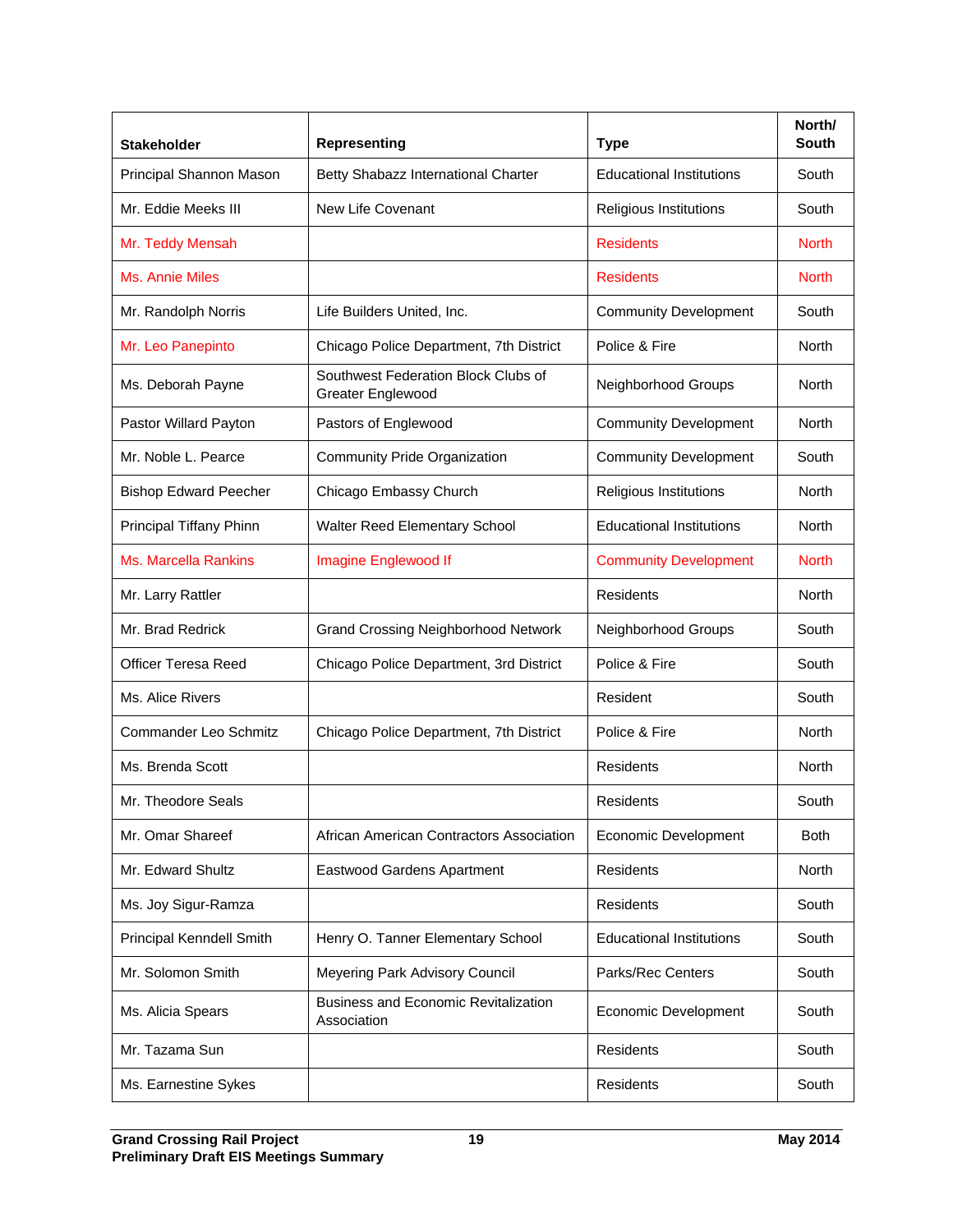| Stakeholder | Representing | Type | North/ South |
|---|---|---|---|
| Principal Shannon Mason | Betty Shabazz International Charter | Educational Institutions | South |
| Mr. Eddie Meeks III | New Life Covenant | Religious Institutions | South |
| Mr. Teddy Mensah | | Residents | North |
| Ms. Annie Miles | | Residents | North |
| Mr. Randolph Norris | Life Builders United, Inc. | Community Development | South |
| Mr. Leo Panepinto | Chicago Police Department, 7th District | Police & Fire | North |
| Ms. Deborah Payne | Southwest Federation Block Clubs of Greater Englewood | Neighborhood Groups | North |
| Pastor Willard Payton | Pastors of Englewood | Community Development | North |
| Mr. Noble L. Pearce | Community Pride Organization | Community Development | South |
| Bishop Edward Peecher | Chicago Embassy Church | Religious Institutions | North |
| Principal Tiffany Phinn | Walter Reed Elementary School | Educational Institutions | North |
| Ms. Marcella Rankins | Imagine Englewood If | Community Development | North |
| Mr. Larry Rattler | | Residents | North |
| Mr. Brad Redrick | Grand Crossing Neighborhood Network | Neighborhood Groups | South |
| Officer Teresa Reed | Chicago Police Department, 3rd District | Police & Fire | South |
| Ms. Alice Rivers | | Resident | South |
| Commander Leo Schmitz | Chicago Police Department, 7th District | Police & Fire | North |
| Ms. Brenda Scott | | Residents | North |
| Mr. Theodore Seals | | Residents | South |
| Mr. Omar Shareef | African American Contractors Association | Economic Development | Both |
| Mr. Edward Shultz | Eastwood Gardens Apartment | Residents | North |
| Ms. Joy Sigur-Ramza | | Residents | South |
| Principal Kenndell Smith | Henry O. Tanner Elementary School | Educational Institutions | South |
| Mr. Solomon Smith | Meyering Park Advisory Council | Parks/Rec Centers | South |
| Ms. Alicia Spears | Business and Economic Revitalization Association | Economic Development | South |
| Mr. Tazama Sun | | Residents | South |
| Ms. Earnestine Sykes | | Residents | South |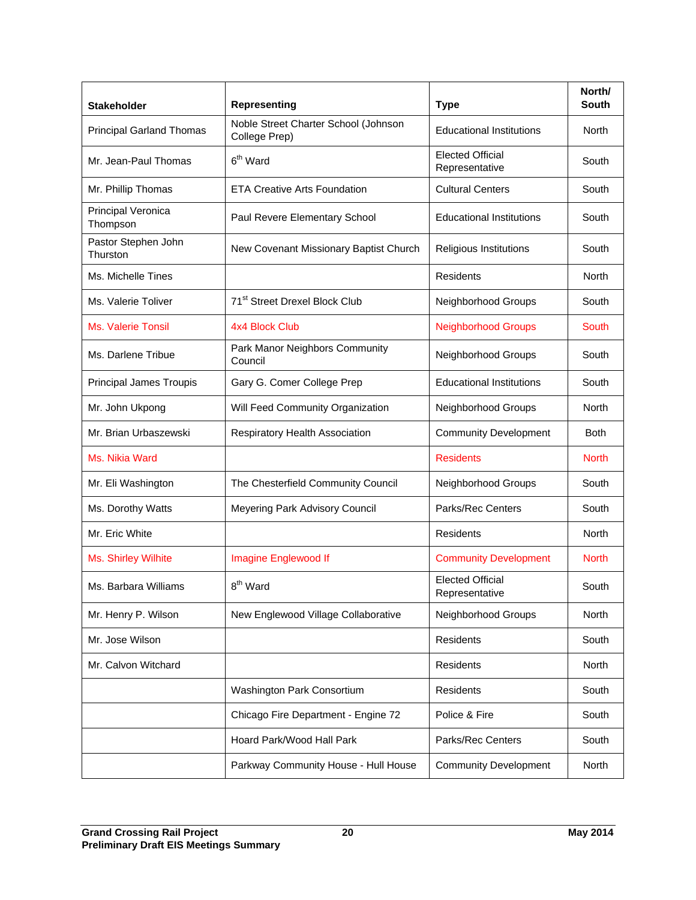| Stakeholder | Representing | Type | North/ South |
|---|---|---|---|
| Principal Garland Thomas | Noble Street Charter School (Johnson College Prep) | Educational Institutions | North |
| Mr. Jean-Paul Thomas | 6th Ward | Elected Official Representative | South |
| Mr. Phillip Thomas | ETA Creative Arts Foundation | Cultural Centers | South |
| Principal Veronica Thompson | Paul Revere Elementary School | Educational Institutions | South |
| Pastor Stephen John Thurston | New Covenant Missionary Baptist Church | Religious Institutions | South |
| Ms. Michelle Tines | | Residents | North |
| Ms. Valerie Toliver | 71st Street Drexel Block Club | Neighborhood Groups | South |
| Ms. Valerie Tonsil | 4x4 Block Club | Neighborhood Groups | South |
| Ms. Darlene Tribue | Park Manor Neighbors Community Council | Neighborhood Groups | South |
| Principal James Troupis | Gary G. Comer College Prep | Educational Institutions | South |
| Mr. John Ukpong | Will Feed Community Organization | Neighborhood Groups | North |
| Mr. Brian Urbaszewski | Respiratory Health Association | Community Development | Both |
| Ms. Nikia Ward | | Residents | North |
| Mr. Eli Washington | The Chesterfield Community Council | Neighborhood Groups | South |
| Ms. Dorothy Watts | Meyering Park Advisory Council | Parks/Rec Centers | South |
| Mr. Eric White | | Residents | North |
| Ms. Shirley Wilhite | Imagine Englewood If | Community Development | North |
| Ms. Barbara Williams | 8th Ward | Elected Official Representative | South |
| Mr. Henry P. Wilson | New Englewood Village Collaborative | Neighborhood Groups | North |
| Mr. Jose Wilson | | Residents | South |
| Mr. Calvon Witchard | | Residents | North |
| | Washington Park Consortium | Residents | South |
| | Chicago Fire Department - Engine 72 | Police & Fire | South |
| | Hoard Park/Wood Hall Park | Parks/Rec Centers | South |
| | Parkway Community House - Hull House | Community Development | North |